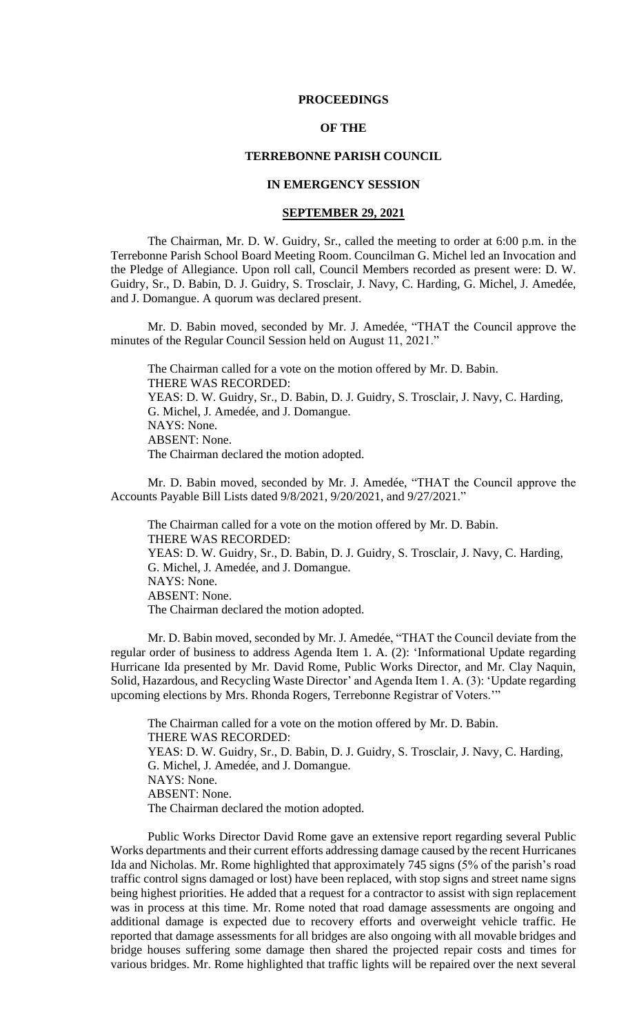# PROCEEDINGS

# OF THE

# TERREBONNE PARISH COUNCIL

# IN EMERGENCY SESSION

## SEPTEMBER 29, 2021

The Chairman, Mr. D. W. Guidry, Sr., called the meeting to order at 6:00 p.m. in the Terrebonne Parish School Board Meeting Room. Councilman G. Michel led an Invocation and the Pledge of Allegiance. Upon roll call, Council Members recorded as present were: D. W. Guidry, Sr., D. Babin, D. J. Guidry, S. Trosclair, J. Navy, C. Harding, G. Michel, J. Amedée, and J. Domangue. A quorum was declared present.

Mr. D. Babin moved, seconded by Mr. J. Amedée, "THAT the Council approve the minutes of the Regular Council Session held on August 11, 2021."

The Chairman called for a vote on the motion offered by Mr. D. Babin.
THERE WAS RECORDED:
YEAS: D. W. Guidry, Sr., D. Babin, D. J. Guidry, S. Trosclair, J. Navy, C. Harding, G. Michel, J. Amedée, and J. Domangue.
NAYS: None.
ABSENT: None.
The Chairman declared the motion adopted.

Mr. D. Babin moved, seconded by Mr. J. Amedée, "THAT the Council approve the Accounts Payable Bill Lists dated 9/8/2021, 9/20/2021, and 9/27/2021."

The Chairman called for a vote on the motion offered by Mr. D. Babin.
THERE WAS RECORDED:
YEAS: D. W. Guidry, Sr., D. Babin, D. J. Guidry, S. Trosclair, J. Navy, C. Harding, G. Michel, J. Amedée, and J. Domangue.
NAYS: None.
ABSENT: None.
The Chairman declared the motion adopted.

Mr. D. Babin moved, seconded by Mr. J. Amedée, "THAT the Council deviate from the regular order of business to address Agenda Item 1. A. (2): 'Informational Update regarding Hurricane Ida presented by Mr. David Rome, Public Works Director, and Mr. Clay Naquin, Solid, Hazardous, and Recycling Waste Director' and Agenda Item 1. A. (3): 'Update regarding upcoming elections by Mrs. Rhonda Rogers, Terrebonne Registrar of Voters.'"

The Chairman called for a vote on the motion offered by Mr. D. Babin.
THERE WAS RECORDED:
YEAS: D. W. Guidry, Sr., D. Babin, D. J. Guidry, S. Trosclair, J. Navy, C. Harding, G. Michel, J. Amedée, and J. Domangue.
NAYS: None.
ABSENT: None.
The Chairman declared the motion adopted.

Public Works Director David Rome gave an extensive report regarding several Public Works departments and their current efforts addressing damage caused by the recent Hurricanes Ida and Nicholas. Mr. Rome highlighted that approximately 745 signs (5% of the parish's road traffic control signs damaged or lost) have been replaced, with stop signs and street name signs being highest priorities. He added that a request for a contractor to assist with sign replacement was in process at this time. Mr. Rome noted that road damage assessments are ongoing and additional damage is expected due to recovery efforts and overweight vehicle traffic. He reported that damage assessments for all bridges are also ongoing with all movable bridges and bridge houses suffering some damage then shared the projected repair costs and times for various bridges. Mr. Rome highlighted that traffic lights will be repaired over the next several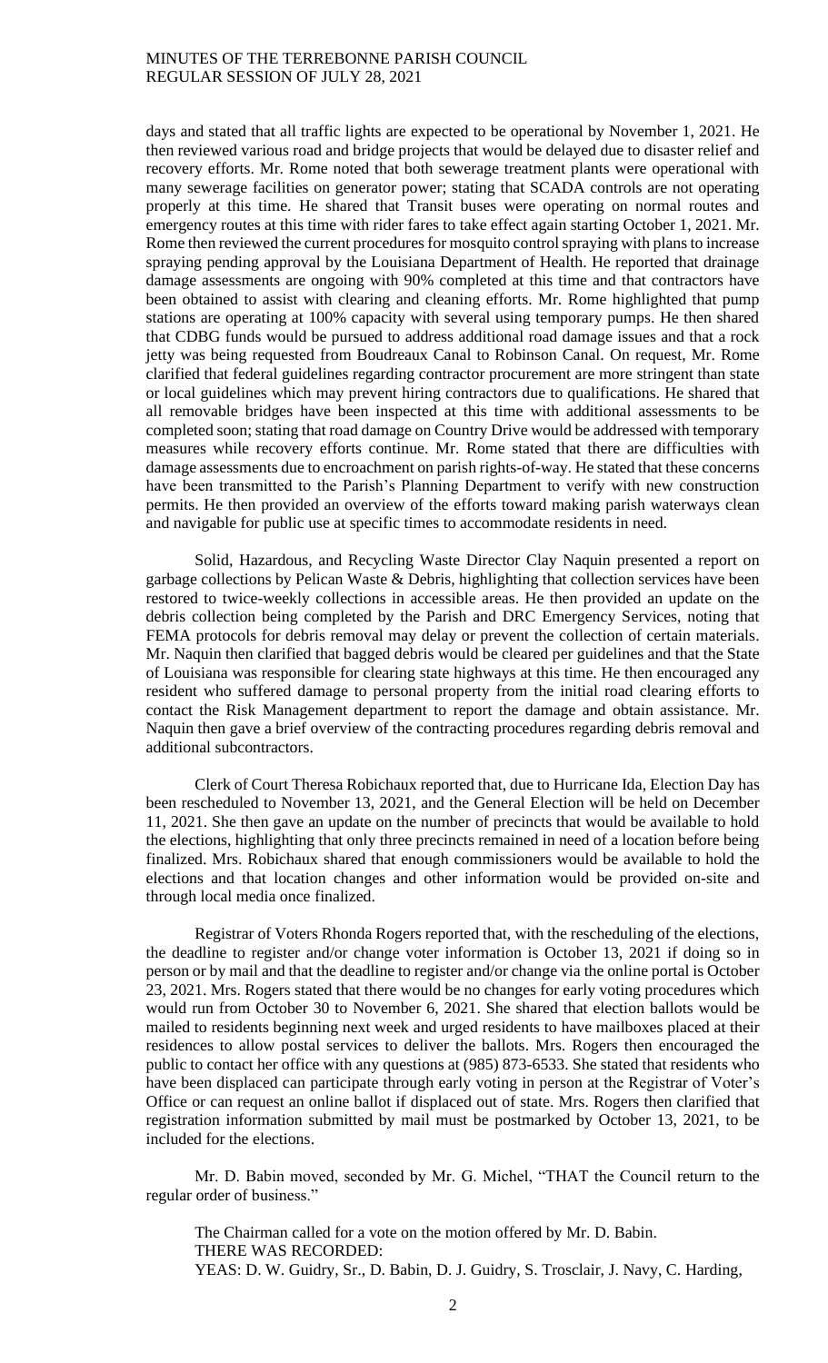days and stated that all traffic lights are expected to be operational by November 1, 2021. He then reviewed various road and bridge projects that would be delayed due to disaster relief and recovery efforts. Mr. Rome noted that both sewerage treatment plants were operational with many sewerage facilities on generator power; stating that SCADA controls are not operating properly at this time. He shared that Transit buses were operating on normal routes and emergency routes at this time with rider fares to take effect again starting October 1, 2021. Mr. Rome then reviewed the current procedures for mosquito control spraying with plans to increase spraying pending approval by the Louisiana Department of Health. He reported that drainage damage assessments are ongoing with 90% completed at this time and that contractors have been obtained to assist with clearing and cleaning efforts. Mr. Rome highlighted that pump stations are operating at 100% capacity with several using temporary pumps. He then shared that CDBG funds would be pursued to address additional road damage issues and that a rock jetty was being requested from Boudreaux Canal to Robinson Canal. On request, Mr. Rome clarified that federal guidelines regarding contractor procurement are more stringent than state or local guidelines which may prevent hiring contractors due to qualifications. He shared that all removable bridges have been inspected at this time with additional assessments to be completed soon; stating that road damage on Country Drive would be addressed with temporary measures while recovery efforts continue. Mr. Rome stated that there are difficulties with damage assessments due to encroachment on parish rights-of-way. He stated that these concerns have been transmitted to the Parish's Planning Department to verify with new construction permits. He then provided an overview of the efforts toward making parish waterways clean and navigable for public use at specific times to accommodate residents in need.

Solid, Hazardous, and Recycling Waste Director Clay Naquin presented a report on garbage collections by Pelican Waste & Debris, highlighting that collection services have been restored to twice-weekly collections in accessible areas. He then provided an update on the debris collection being completed by the Parish and DRC Emergency Services, noting that FEMA protocols for debris removal may delay or prevent the collection of certain materials. Mr. Naquin then clarified that bagged debris would be cleared per guidelines and that the State of Louisiana was responsible for clearing state highways at this time. He then encouraged any resident who suffered damage to personal property from the initial road clearing efforts to contact the Risk Management department to report the damage and obtain assistance. Mr. Naquin then gave a brief overview of the contracting procedures regarding debris removal and additional subcontractors.

Clerk of Court Theresa Robichaux reported that, due to Hurricane Ida, Election Day has been rescheduled to November 13, 2021, and the General Election will be held on December 11, 2021. She then gave an update on the number of precincts that would be available to hold the elections, highlighting that only three precincts remained in need of a location before being finalized. Mrs. Robichaux shared that enough commissioners would be available to hold the elections and that location changes and other information would be provided on-site and through local media once finalized.

Registrar of Voters Rhonda Rogers reported that, with the rescheduling of the elections, the deadline to register and/or change voter information is October 13, 2021 if doing so in person or by mail and that the deadline to register and/or change via the online portal is October 23, 2021. Mrs. Rogers stated that there would be no changes for early voting procedures which would run from October 30 to November 6, 2021. She shared that election ballots would be mailed to residents beginning next week and urged residents to have mailboxes placed at their residences to allow postal services to deliver the ballots. Mrs. Rogers then encouraged the public to contact her office with any questions at (985) 873-6533. She stated that residents who have been displaced can participate through early voting in person at the Registrar of Voter's Office or can request an online ballot if displaced out of state. Mrs. Rogers then clarified that registration information submitted by mail must be postmarked by October 13, 2021, to be included for the elections.

Mr. D. Babin moved, seconded by Mr. G. Michel, "THAT the Council return to the regular order of business."

The Chairman called for a vote on the motion offered by Mr. D. Babin.
THERE WAS RECORDED:
YEAS: D. W. Guidry, Sr., D. Babin, D. J. Guidry, S. Trosclair, J. Navy, C. Harding,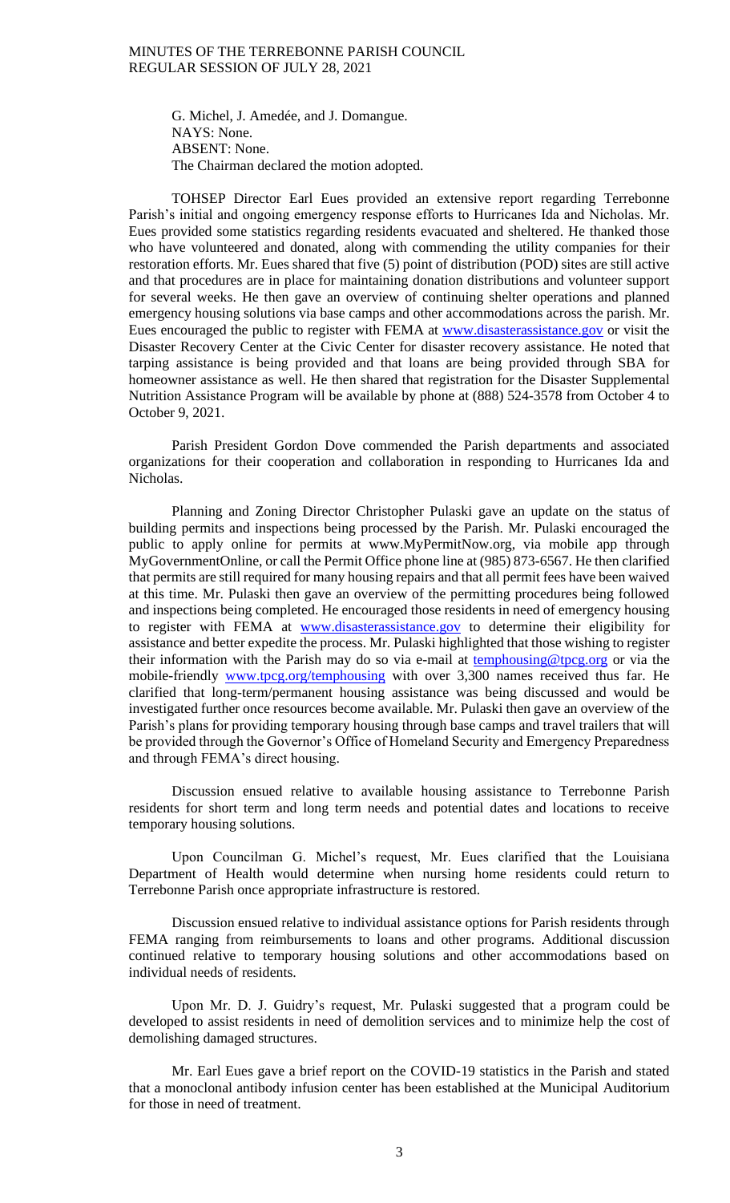G. Michel, J. Amedée, and J. Domangue.
NAYS: None.
ABSENT: None.
The Chairman declared the motion adopted.

TOHSEP Director Earl Eues provided an extensive report regarding Terrebonne Parish's initial and ongoing emergency response efforts to Hurricanes Ida and Nicholas. Mr. Eues provided some statistics regarding residents evacuated and sheltered. He thanked those who have volunteered and donated, along with commending the utility companies for their restoration efforts. Mr. Eues shared that five (5) point of distribution (POD) sites are still active and that procedures are in place for maintaining donation distributions and volunteer support for several weeks. He then gave an overview of continuing shelter operations and planned emergency housing solutions via base camps and other accommodations across the parish. Mr. Eues encouraged the public to register with FEMA at www.disasterassistance.gov or visit the Disaster Recovery Center at the Civic Center for disaster recovery assistance. He noted that tarping assistance is being provided and that loans are being provided through SBA for homeowner assistance as well. He then shared that registration for the Disaster Supplemental Nutrition Assistance Program will be available by phone at (888) 524-3578 from October 4 to October 9, 2021.

Parish President Gordon Dove commended the Parish departments and associated organizations for their cooperation and collaboration in responding to Hurricanes Ida and Nicholas.

Planning and Zoning Director Christopher Pulaski gave an update on the status of building permits and inspections being processed by the Parish. Mr. Pulaski encouraged the public to apply online for permits at www.MyPermitNow.org, via mobile app through MyGovernmentOnline, or call the Permit Office phone line at (985) 873-6567. He then clarified that permits are still required for many housing repairs and that all permit fees have been waived at this time. Mr. Pulaski then gave an overview of the permitting procedures being followed and inspections being completed. He encouraged those residents in need of emergency housing to register with FEMA at www.disasterassistance.gov to determine their eligibility for assistance and better expedite the process. Mr. Pulaski highlighted that those wishing to register their information with the Parish may do so via e-mail at temphousing@tpcg.org or via the mobile-friendly www.tpcg.org/temphousing with over 3,300 names received thus far. He clarified that long-term/permanent housing assistance was being discussed and would be investigated further once resources become available. Mr. Pulaski then gave an overview of the Parish's plans for providing temporary housing through base camps and travel trailers that will be provided through the Governor's Office of Homeland Security and Emergency Preparedness and through FEMA's direct housing.

Discussion ensued relative to available housing assistance to Terrebonne Parish residents for short term and long term needs and potential dates and locations to receive temporary housing solutions.

Upon Councilman G. Michel's request, Mr. Eues clarified that the Louisiana Department of Health would determine when nursing home residents could return to Terrebonne Parish once appropriate infrastructure is restored.

Discussion ensued relative to individual assistance options for Parish residents through FEMA ranging from reimbursements to loans and other programs. Additional discussion continued relative to temporary housing solutions and other accommodations based on individual needs of residents.

Upon Mr. D. J. Guidry's request, Mr. Pulaski suggested that a program could be developed to assist residents in need of demolition services and to minimize help the cost of demolishing damaged structures.

Mr. Earl Eues gave a brief report on the COVID-19 statistics in the Parish and stated that a monoclonal antibody infusion center has been established at the Municipal Auditorium for those in need of treatment.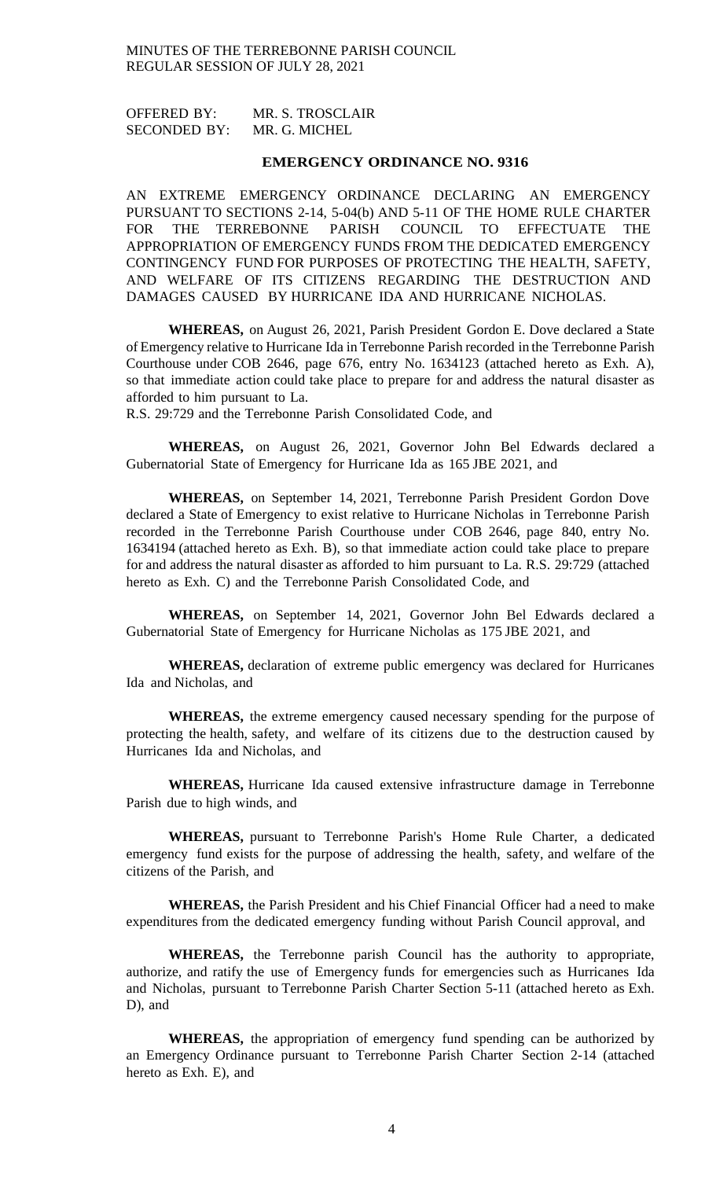OFFERED BY: MR. S. TROSCLAIR
SECONDED BY: MR. G. MICHEL

## EMERGENCY ORDINANCE NO. 9316

AN EXTREME EMERGENCY ORDINANCE DECLARING AN EMERGENCY PURSUANT TO SECTIONS 2-14, 5-04(b) AND 5-11 OF THE HOME RULE CHARTER FOR THE TERREBONNE PARISH COUNCIL TO EFFECTUATE THE APPROPRIATION OF EMERGENCY FUNDS FROM THE DEDICATED EMERGENCY CONTINGENCY FUND FOR PURPOSES OF PROTECTING THE HEALTH, SAFETY, AND WELFARE OF ITS CITIZENS REGARDING THE DESTRUCTION AND DAMAGES CAUSED BY HURRICANE IDA AND HURRICANE NICHOLAS.

**WHEREAS,** on August 26, 2021, Parish President Gordon E. Dove declared a State of Emergency relative to Hurricane Ida in Terrebonne Parish recorded in the Terrebonne Parish Courthouse under COB 2646, page 676, entry No. 1634123 (attached hereto as Exh. A), so that immediate action could take place to prepare for and address the natural disaster as afforded to him pursuant to La.
R.S. 29:729 and the Terrebonne Parish Consolidated Code, and

**WHEREAS,** on August 26, 2021, Governor John Bel Edwards declared a Gubernatorial State of Emergency for Hurricane Ida as 165 JBE 2021, and

**WHEREAS,** on September 14, 2021, Terrebonne Parish President Gordon Dove declared a State of Emergency to exist relative to Hurricane Nicholas in Terrebonne Parish recorded in the Terrebonne Parish Courthouse under COB 2646, page 840, entry No. 1634194 (attached hereto as Exh. B), so that immediate action could take place to prepare for and address the natural disaster as afforded to him pursuant to La. R.S. 29:729 (attached hereto as Exh. C) and the Terrebonne Parish Consolidated Code, and

**WHEREAS,** on September 14, 2021, Governor John Bel Edwards declared a Gubernatorial State of Emergency for Hurricane Nicholas as 175 JBE 2021, and

**WHEREAS,** declaration of extreme public emergency was declared for Hurricanes Ida and Nicholas, and

**WHEREAS,** the extreme emergency caused necessary spending for the purpose of protecting the health, safety, and welfare of its citizens due to the destruction caused by Hurricanes Ida and Nicholas, and

**WHEREAS,** Hurricane Ida caused extensive infrastructure damage in Terrebonne Parish due to high winds, and

**WHEREAS,** pursuant to Terrebonne Parish's Home Rule Charter, a dedicated emergency fund exists for the purpose of addressing the health, safety, and welfare of the citizens of the Parish, and

**WHEREAS,** the Parish President and his Chief Financial Officer had a need to make expenditures from the dedicated emergency funding without Parish Council approval, and

**WHEREAS,** the Terrebonne parish Council has the authority to appropriate, authorize, and ratify the use of Emergency funds for emergencies such as Hurricanes Ida and Nicholas, pursuant to Terrebonne Parish Charter Section 5-11 (attached hereto as Exh. D), and

**WHEREAS,** the appropriation of emergency fund spending can be authorized by an Emergency Ordinance pursuant to Terrebonne Parish Charter Section 2-14 (attached hereto as Exh. E), and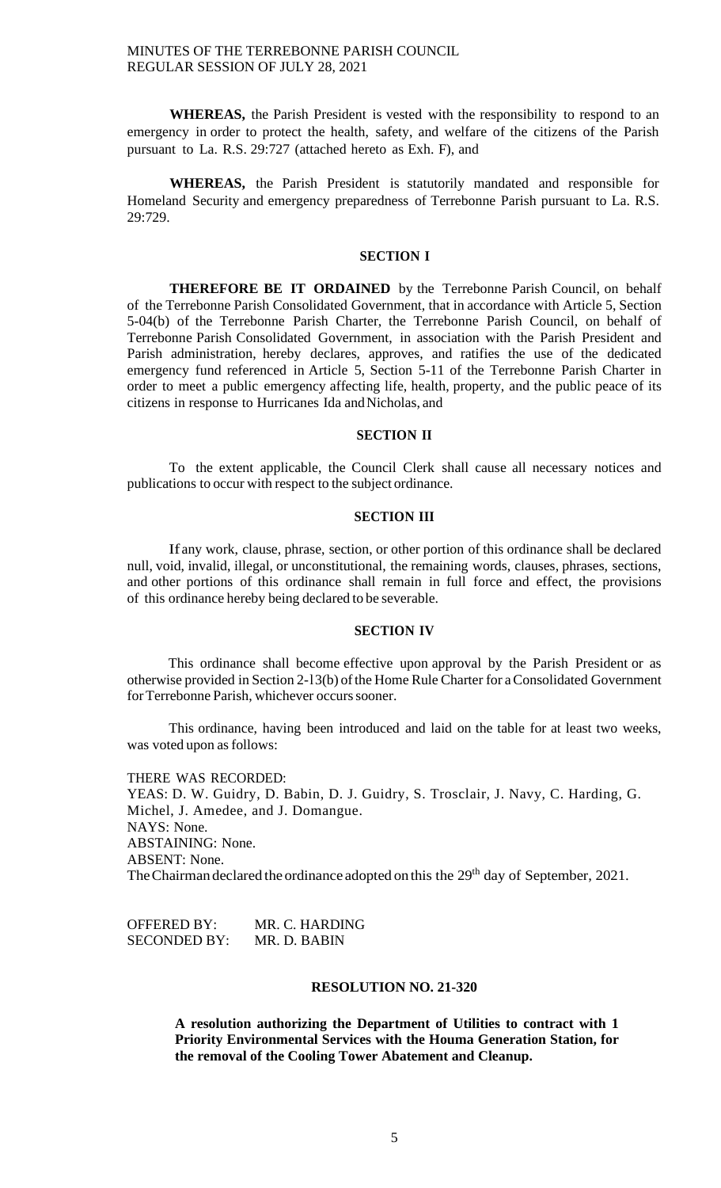**WHEREAS,** the Parish President is vested with the responsibility to respond to an emergency in order to protect the health, safety, and welfare of the citizens of the Parish pursuant to La. R.S. 29:727 (attached hereto as Exh. F), and

**WHEREAS,** the Parish President is statutorily mandated and responsible for Homeland Security and emergency preparedness of Terrebonne Parish pursuant to La. R.S. 29:729.

**SECTION I**

**THEREFORE BE IT ORDAINED** by the Terrebonne Parish Council, on behalf of the Terrebonne Parish Consolidated Government, that in accordance with Article 5, Section 5-04(b) of the Terrebonne Parish Charter, the Terrebonne Parish Council, on behalf of Terrebonne Parish Consolidated Government, in association with the Parish President and Parish administration, hereby declares, approves, and ratifies the use of the dedicated emergency fund referenced in Article 5, Section 5-11 of the Terrebonne Parish Charter in order to meet a public emergency affecting life, health, property, and the public peace of its citizens in response to Hurricanes Ida and Nicholas, and

**SECTION II**

To the extent applicable, the Council Clerk shall cause all necessary notices and publications to occur with respect to the subject ordinance.

**SECTION III**

If any work, clause, phrase, section, or other portion of this ordinance shall be declared null, void, invalid, illegal, or unconstitutional, the remaining words, clauses, phrases, sections, and other portions of this ordinance shall remain in full force and effect, the provisions of this ordinance hereby being declared to be severable.

**SECTION IV**

This ordinance shall become effective upon approval by the Parish President or as otherwise provided in Section 2-13(b) of the Home Rule Charter for a Consolidated Government for Terrebonne Parish, whichever occurs sooner.

This ordinance, having been introduced and laid on the table for at least two weeks, was voted upon as follows:

THERE WAS RECORDED:
YEAS: D. W. Guidry, D. Babin, D. J. Guidry, S. Trosclair, J. Navy, C. Harding, G. Michel, J. Amedee, and J. Domangue.
NAYS: None.
ABSTAINING: None.
ABSENT: None.
The Chairman declared the ordinance adopted on this the 29th day of September, 2021.

OFFERED BY: MR. C. HARDING
SECONDED BY: MR. D. BABIN

**RESOLUTION NO. 21-320**

**A resolution authorizing the Department of Utilities to contract with 1 Priority Environmental Services with the Houma Generation Station, for the removal of the Cooling Tower Abatement and Cleanup.**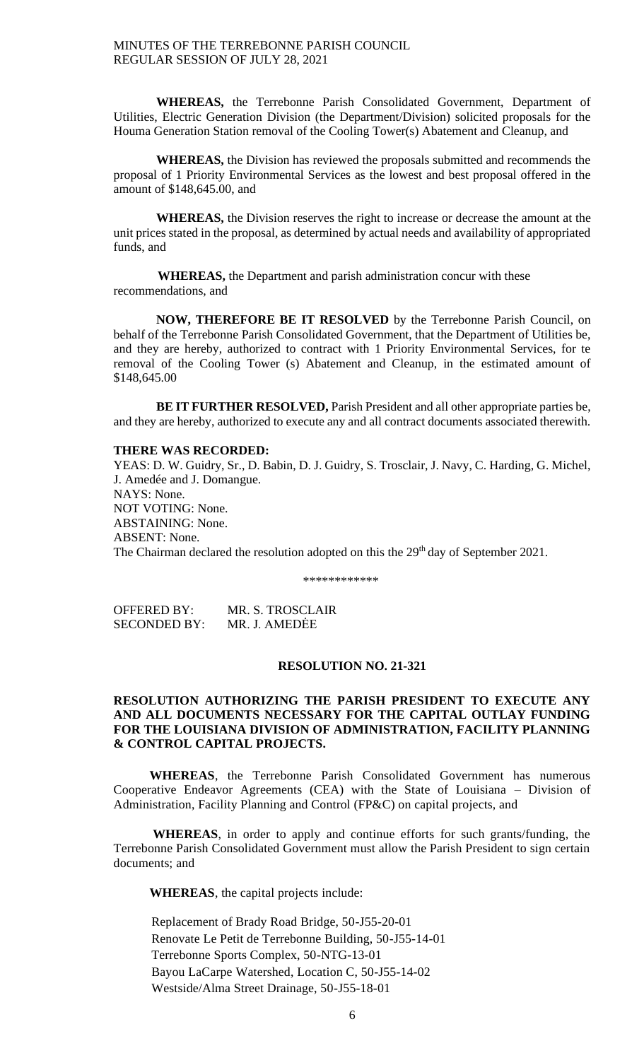**WHEREAS,** the Terrebonne Parish Consolidated Government, Department of Utilities, Electric Generation Division (the Department/Division) solicited proposals for the Houma Generation Station removal of the Cooling Tower(s) Abatement and Cleanup, and

**WHEREAS,** the Division has reviewed the proposals submitted and recommends the proposal of 1 Priority Environmental Services as the lowest and best proposal offered in the amount of $148,645.00, and

**WHEREAS,** the Division reserves the right to increase or decrease the amount at the unit prices stated in the proposal, as determined by actual needs and availability of appropriated funds, and

**WHEREAS,** the Department and parish administration concur with these recommendations, and

**NOW, THEREFORE BE IT RESOLVED** by the Terrebonne Parish Council, on behalf of the Terrebonne Parish Consolidated Government, that the Department of Utilities be, and they are hereby, authorized to contract with 1 Priority Environmental Services, for te removal of the Cooling Tower (s) Abatement and Cleanup, in the estimated amount of $148,645.00

**BE IT FURTHER RESOLVED,** Parish President and all other appropriate parties be, and they are hereby, authorized to execute any and all contract documents associated therewith.

**THERE WAS RECORDED:**

YEAS: D. W. Guidry, Sr., D. Babin, D. J. Guidry, S. Trosclair, J. Navy, C. Harding, G. Michel, J. Amedée and J. Domangue.
NAYS: None.
NOT VOTING: None.
ABSTAINING: None.
ABSENT: None.
The Chairman declared the resolution adopted on this the 29th day of September 2021.

\*\*\*\*\*\*\*\*\*\*\*\*

OFFERED BY: MR. S. TROSCLAIR
SECONDED BY: MR. J. AMEDĖE

**RESOLUTION NO. 21-321**

**RESOLUTION AUTHORIZING THE PARISH PRESIDENT TO EXECUTE ANY AND ALL DOCUMENTS NECESSARY FOR THE CAPITAL OUTLAY FUNDING FOR THE LOUISIANA DIVISION OF ADMINISTRATION, FACILITY PLANNING & CONTROL CAPITAL PROJECTS.**

**WHEREAS**, the Terrebonne Parish Consolidated Government has numerous Cooperative Endeavor Agreements (CEA) with the State of Louisiana – Division of Administration, Facility Planning and Control (FP&C) on capital projects, and

**WHEREAS**, in order to apply and continue efforts for such grants/funding, the Terrebonne Parish Consolidated Government must allow the Parish President to sign certain documents; and

**WHEREAS**, the capital projects include:

Replacement of Brady Road Bridge, 50-J55-20-01
Renovate Le Petit de Terrebonne Building, 50-J55-14-01
Terrebonne Sports Complex, 50-NTG-13-01
Bayou LaCarpe Watershed, Location C, 50-J55-14-02
Westside/Alma Street Drainage, 50-J55-18-01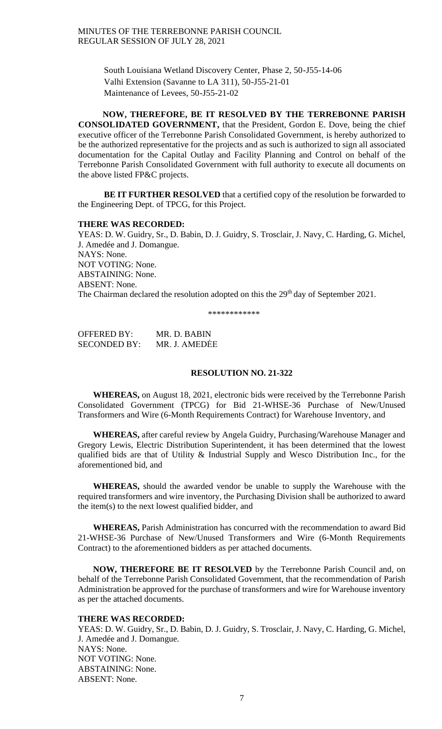South Louisiana Wetland Discovery Center, Phase 2, 50-J55-14-06
Valhi Extension (Savanne to LA 311), 50-J55-21-01
Maintenance of Levees, 50-J55-21-02

**NOW, THEREFORE, BE IT RESOLVED BY THE TERREBONNE PARISH CONSOLIDATED GOVERNMENT,** that the President, Gordon E. Dove, being the chief executive officer of the Terrebonne Parish Consolidated Government, is hereby authorized to be the authorized representative for the projects and as such is authorized to sign all associated documentation for the Capital Outlay and Facility Planning and Control on behalf of the Terrebonne Parish Consolidated Government with full authority to execute all documents on the above listed FP&C projects.

**BE IT FURTHER RESOLVED** that a certified copy of the resolution be forwarded to the Engineering Dept. of TPCG, for this Project.

**THERE WAS RECORDED:**
YEAS: D. W. Guidry, Sr., D. Babin, D. J. Guidry, S. Trosclair, J. Navy, C. Harding, G. Michel, J. Amedée and J. Domangue.
NAYS: None.
NOT VOTING: None.
ABSTAINING: None.
ABSENT: None.
The Chairman declared the resolution adopted on this the 29th day of September 2021.

\*\*\*\*\*\*\*\*\*\*\*\*

OFFERED BY: MR. D. BABIN
SECONDED BY: MR. J. AMEDĖE

**RESOLUTION NO. 21-322**

**WHEREAS,** on August 18, 2021, electronic bids were received by the Terrebonne Parish Consolidated Government (TPCG) for Bid 21-WHSE-36 Purchase of New/Unused Transformers and Wire (6-Month Requirements Contract) for Warehouse Inventory, and

**WHEREAS,** after careful review by Angela Guidry, Purchasing/Warehouse Manager and Gregory Lewis, Electric Distribution Superintendent, it has been determined that the lowest qualified bids are that of Utility & Industrial Supply and Wesco Distribution Inc., for the aforementioned bid, and

**WHEREAS,** should the awarded vendor be unable to supply the Warehouse with the required transformers and wire inventory, the Purchasing Division shall be authorized to award the item(s) to the next lowest qualified bidder, and

**WHEREAS,** Parish Administration has concurred with the recommendation to award Bid 21-WHSE-36 Purchase of New/Unused Transformers and Wire (6-Month Requirements Contract) to the aforementioned bidders as per attached documents.

**NOW, THEREFORE BE IT RESOLVED** by the Terrebonne Parish Council and, on behalf of the Terrebonne Parish Consolidated Government, that the recommendation of Parish Administration be approved for the purchase of transformers and wire for Warehouse inventory as per the attached documents.

**THERE WAS RECORDED:**
YEAS: D. W. Guidry, Sr., D. Babin, D. J. Guidry, S. Trosclair, J. Navy, C. Harding, G. Michel, J. Amedée and J. Domangue.
NAYS: None.
NOT VOTING: None.
ABSTAINING: None.
ABSENT: None.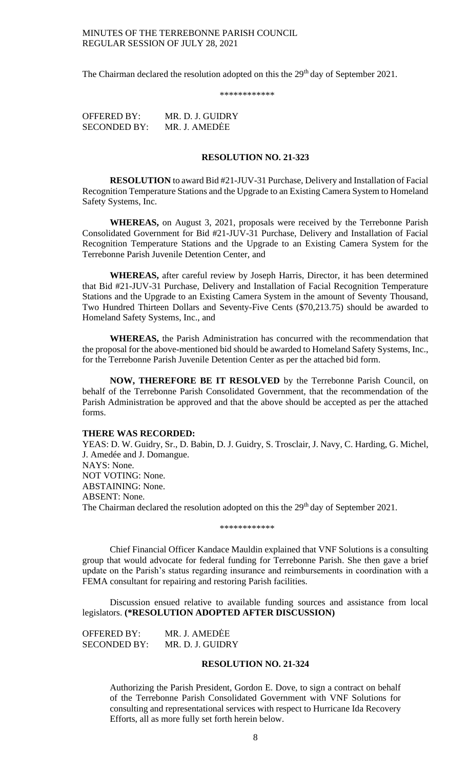The Chairman declared the resolution adopted on this the 29th day of September 2021.

\*\*\*\*\*\*\*\*\*\*\*\*

OFFERED BY: MR. D. J. GUIDRY
SECONDED BY: MR. J. AMEDĖE

**RESOLUTION NO. 21-323**

**RESOLUTION** to award Bid #21-JUV-31 Purchase, Delivery and Installation of Facial Recognition Temperature Stations and the Upgrade to an Existing Camera System to Homeland Safety Systems, Inc.

**WHEREAS,** on August 3, 2021, proposals were received by the Terrebonne Parish Consolidated Government for Bid #21-JUV-31 Purchase, Delivery and Installation of Facial Recognition Temperature Stations and the Upgrade to an Existing Camera System for the Terrebonne Parish Juvenile Detention Center, and

**WHEREAS,** after careful review by Joseph Harris, Director, it has been determined that Bid #21-JUV-31 Purchase, Delivery and Installation of Facial Recognition Temperature Stations and the Upgrade to an Existing Camera System in the amount of Seventy Thousand, Two Hundred Thirteen Dollars and Seventy-Five Cents ($70,213.75) should be awarded to Homeland Safety Systems, Inc., and

**WHEREAS,** the Parish Administration has concurred with the recommendation that the proposal for the above-mentioned bid should be awarded to Homeland Safety Systems, Inc., for the Terrebonne Parish Juvenile Detention Center as per the attached bid form.

**NOW, THEREFORE BE IT RESOLVED** by the Terrebonne Parish Council, on behalf of the Terrebonne Parish Consolidated Government, that the recommendation of the Parish Administration be approved and that the above should be accepted as per the attached forms.

**THERE WAS RECORDED:**
YEAS: D. W. Guidry, Sr., D. Babin, D. J. Guidry, S. Trosclair, J. Navy, C. Harding, G. Michel, J. Amedée and J. Domangue.
NAYS: None.
NOT VOTING: None.
ABSTAINING: None.
ABSENT: None.
The Chairman declared the resolution adopted on this the 29th day of September 2021.

\*\*\*\*\*\*\*\*\*\*\*\*

Chief Financial Officer Kandace Mauldin explained that VNF Solutions is a consulting group that would advocate for federal funding for Terrebonne Parish. She then gave a brief update on the Parish's status regarding insurance and reimbursements in coordination with a FEMA consultant for repairing and restoring Parish facilities.

Discussion ensued relative to available funding sources and assistance from local legislators. **(\*RESOLUTION ADOPTED AFTER DISCUSSION)**

OFFERED BY: MR. J. AMEDĖE
SECONDED BY: MR. D. J. GUIDRY

**RESOLUTION NO. 21-324**

Authorizing the Parish President, Gordon E. Dove, to sign a contract on behalf of the Terrebonne Parish Consolidated Government with VNF Solutions for consulting and representational services with respect to Hurricane Ida Recovery Efforts, all as more fully set forth herein below.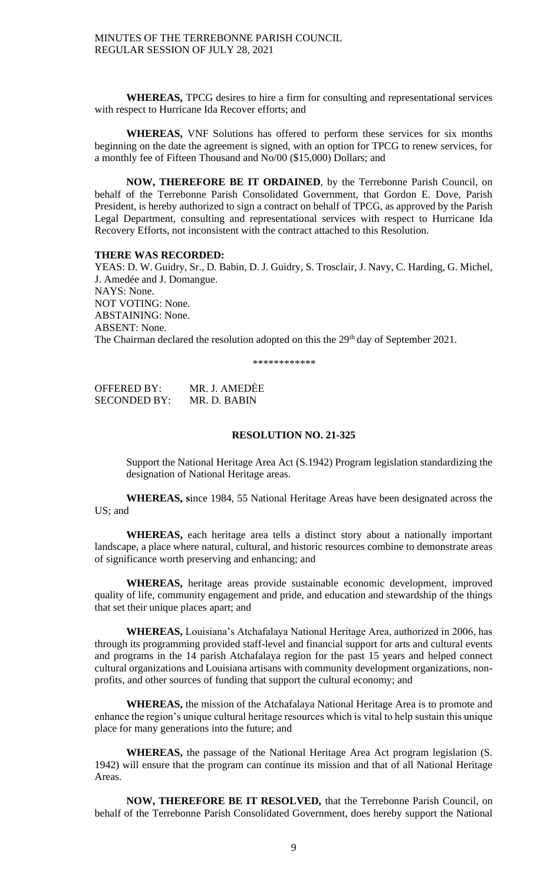**WHEREAS,** TPCG desires to hire a firm for consulting and representational services with respect to Hurricane Ida Recover efforts; and

**WHEREAS,** VNF Solutions has offered to perform these services for six months beginning on the date the agreement is signed, with an option for TPCG to renew services, for a monthly fee of Fifteen Thousand and No/00 ($15,000) Dollars; and

**NOW, THEREFORE BE IT ORDAINED**, by the Terrebonne Parish Council, on behalf of the Terrebonne Parish Consolidated Government, that Gordon E. Dove, Parish President, is hereby authorized to sign a contract on behalf of TPCG, as approved by the Parish Legal Department, consulting and representational services with respect to Hurricane Ida Recovery Efforts, not inconsistent with the contract attached to this Resolution.

**THERE WAS RECORDED:**
YEAS: D. W. Guidry, Sr., D. Babin, D. J. Guidry, S. Trosclair, J. Navy, C. Harding, G. Michel, J. Amedée and J. Domangue.
NAYS: None.
NOT VOTING: None.
ABSTAINING: None.
ABSENT: None.
The Chairman declared the resolution adopted on this the 29th day of September 2021.

\*\*\*\*\*\*\*\*\*\*\*\*

OFFERED BY: MR. J. AMEDĖE
SECONDED BY: MR. D. BABIN

**RESOLUTION NO. 21-325**

Support the National Heritage Area Act (S.1942) Program legislation standardizing the designation of National Heritage areas.

**WHEREAS, s**ince 1984, 55 National Heritage Areas have been designated across the US; and

**WHEREAS,** each heritage area tells a distinct story about a nationally important landscape, a place where natural, cultural, and historic resources combine to demonstrate areas of significance worth preserving and enhancing; and

**WHEREAS,** heritage areas provide sustainable economic development, improved quality of life, community engagement and pride, and education and stewardship of the things that set their unique places apart; and

**WHEREAS,** Louisiana's Atchafalaya National Heritage Area, authorized in 2006, has through its programming provided staff-level and financial support for arts and cultural events and programs in the 14 parish Atchafalaya region for the past 15 years and helped connect cultural organizations and Louisiana artisans with community development organizations, non-profits, and other sources of funding that support the cultural economy; and

**WHEREAS,** the mission of the Atchafalaya National Heritage Area is to promote and enhance the region's unique cultural heritage resources which is vital to help sustain this unique place for many generations into the future; and

**WHEREAS,** the passage of the National Heritage Area Act program legislation (S. 1942) will ensure that the program can continue its mission and that of all National Heritage Areas.

**NOW, THEREFORE BE IT RESOLVED,** that the Terrebonne Parish Council, on behalf of the Terrebonne Parish Consolidated Government, does hereby support the National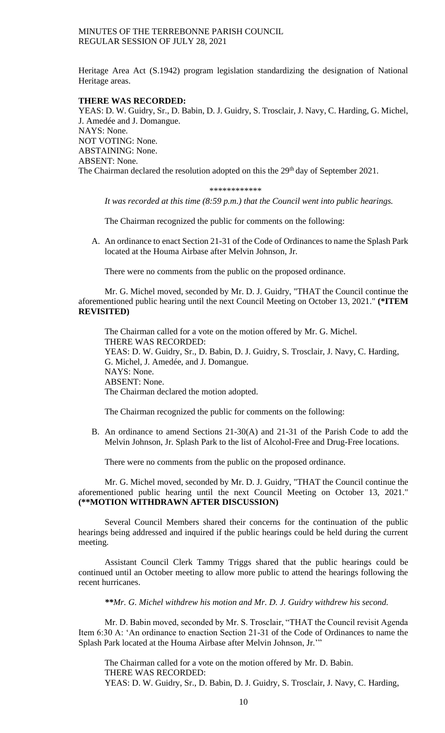Heritage Area Act (S.1942) program legislation standardizing the designation of National Heritage areas.

**THERE WAS RECORDED:**
YEAS: D. W. Guidry, Sr., D. Babin, D. J. Guidry, S. Trosclair, J. Navy, C. Harding, G. Michel, J. Amedée and J. Domangue.
NAYS: None.
NOT VOTING: None.
ABSTAINING: None.
ABSENT: None.
The Chairman declared the resolution adopted on this the 29th day of September 2021.

\*\*\*\*\*\*\*\*\*\*\*\*

*It was recorded at this time (8:59 p.m.) that the Council went into public hearings.*

The Chairman recognized the public for comments on the following:

A. An ordinance to enact Section 21-31 of the Code of Ordinances to name the Splash Park located at the Houma Airbase after Melvin Johnson, Jr.

There were no comments from the public on the proposed ordinance.

Mr. G. Michel moved, seconded by Mr. D. J. Guidry, "THAT the Council continue the aforementioned public hearing until the next Council Meeting on October 13, 2021." **(*ITEM REVISITED)**

The Chairman called for a vote on the motion offered by Mr. G. Michel.
THERE WAS RECORDED:
YEAS: D. W. Guidry, Sr., D. Babin, D. J. Guidry, S. Trosclair, J. Navy, C. Harding, G. Michel, J. Amedée, and J. Domangue.
NAYS: None.
ABSENT: None.
The Chairman declared the motion adopted.

The Chairman recognized the public for comments on the following:

B. An ordinance to amend Sections 21-30(A) and 21-31 of the Parish Code to add the Melvin Johnson, Jr. Splash Park to the list of Alcohol-Free and Drug-Free locations.

There were no comments from the public on the proposed ordinance.

Mr. G. Michel moved, seconded by Mr. D. J. Guidry, "THAT the Council continue the aforementioned public hearing until the next Council Meeting on October 13, 2021." **(**MOTION WITHDRAWN AFTER DISCUSSION)**

Several Council Members shared their concerns for the continuation of the public hearings being addressed and inquired if the public hearings could be held during the current meeting.

Assistant Council Clerk Tammy Triggs shared that the public hearings could be continued until an October meeting to allow more public to attend the hearings following the recent hurricanes.

***\*\*Mr. G. Michel withdrew his motion and Mr. D. J. Guidry withdrew his second.***

Mr. D. Babin moved, seconded by Mr. S. Trosclair, "THAT the Council revisit Agenda Item 6:30 A: 'An ordinance to enaction Section 21-31 of the Code of Ordinances to name the Splash Park located at the Houma Airbase after Melvin Johnson, Jr.'"

The Chairman called for a vote on the motion offered by Mr. D. Babin.
THERE WAS RECORDED:
YEAS: D. W. Guidry, Sr., D. Babin, D. J. Guidry, S. Trosclair, J. Navy, C. Harding,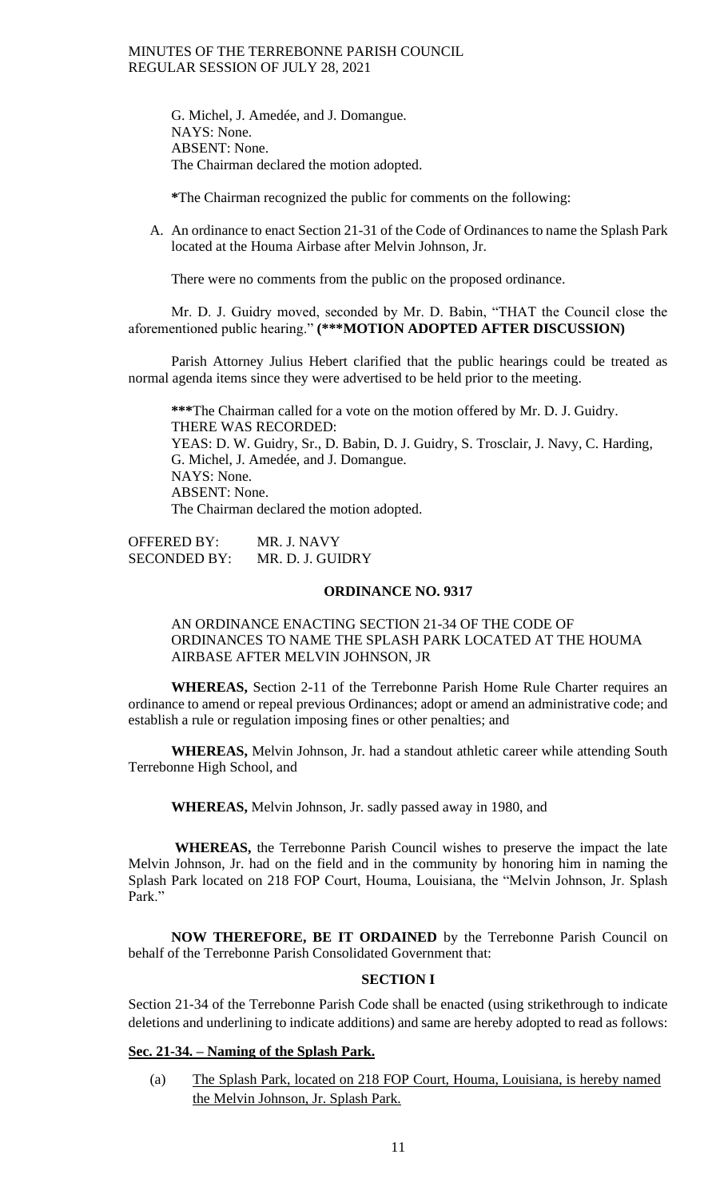G. Michel, J. Amedée, and J. Domangue.
NAYS: None.
ABSENT: None.
The Chairman declared the motion adopted.

**\***The Chairman recognized the public for comments on the following:

A. An ordinance to enact Section 21-31 of the Code of Ordinances to name the Splash Park located at the Houma Airbase after Melvin Johnson, Jr.

There were no comments from the public on the proposed ordinance.

Mr. D. J. Guidry moved, seconded by Mr. D. Babin, "THAT the Council close the aforementioned public hearing." **(\*\*\*MOTION ADOPTED AFTER DISCUSSION)**

Parish Attorney Julius Hebert clarified that the public hearings could be treated as normal agenda items since they were advertised to be held prior to the meeting.

**\*\*\***The Chairman called for a vote on the motion offered by Mr. D. J. Guidry.
THERE WAS RECORDED:
YEAS: D. W. Guidry, Sr., D. Babin, D. J. Guidry, S. Trosclair, J. Navy, C. Harding, G. Michel, J. Amedée, and J. Domangue.
NAYS: None.
ABSENT: None.
The Chairman declared the motion adopted.

OFFERED BY: MR. J. NAVY
SECONDED BY: MR. D. J. GUIDRY

**ORDINANCE NO. 9317**

AN ORDINANCE ENACTING SECTION 21-34 OF THE CODE OF ORDINANCES TO NAME THE SPLASH PARK LOCATED AT THE HOUMA AIRBASE AFTER MELVIN JOHNSON, JR

**WHEREAS,** Section 2-11 of the Terrebonne Parish Home Rule Charter requires an ordinance to amend or repeal previous Ordinances; adopt or amend an administrative code; and establish a rule or regulation imposing fines or other penalties; and

**WHEREAS,** Melvin Johnson, Jr. had a standout athletic career while attending South Terrebonne High School, and

**WHEREAS,** Melvin Johnson, Jr. sadly passed away in 1980, and

**WHEREAS,** the Terrebonne Parish Council wishes to preserve the impact the late Melvin Johnson, Jr. had on the field and in the community by honoring him in naming the Splash Park located on 218 FOP Court, Houma, Louisiana, the "Melvin Johnson, Jr. Splash Park."

**NOW THEREFORE, BE IT ORDAINED** by the Terrebonne Parish Council on behalf of the Terrebonne Parish Consolidated Government that:

**SECTION I**

Section 21-34 of the Terrebonne Parish Code shall be enacted (using strikethrough to indicate deletions and underlining to indicate additions) and same are hereby adopted to read as follows:

**<u>Sec. 21-34. – Naming of the Splash Park.</u>**

(a) <u>The Splash Park, located on 218 FOP Court, Houma, Louisiana, is hereby named the Melvin Johnson, Jr. Splash Park.</u>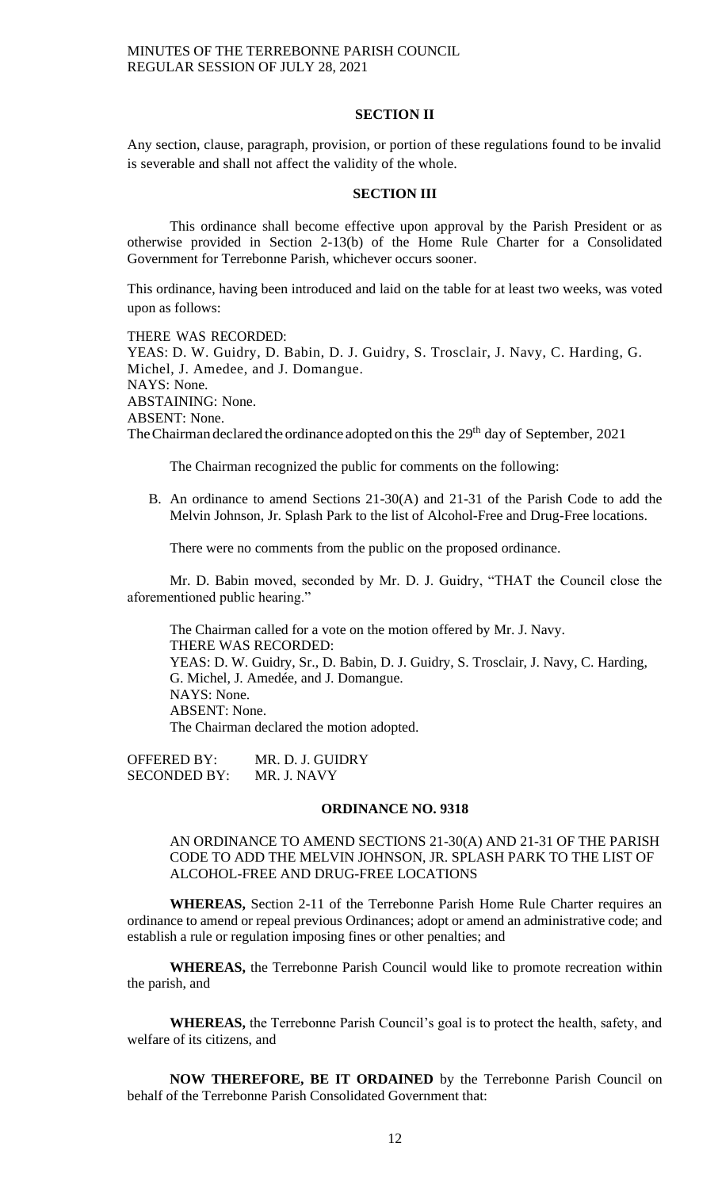**SECTION II**

Any section, clause, paragraph, provision, or portion of these regulations found to be invalid is severable and shall not affect the validity of the whole.

**SECTION III**

This ordinance shall become effective upon approval by the Parish President or as otherwise provided in Section 2-13(b) of the Home Rule Charter for a Consolidated Government for Terrebonne Parish, whichever occurs sooner.

This ordinance, having been introduced and laid on the table for at least two weeks, was voted upon as follows:

THERE WAS RECORDED:
YEAS: D. W. Guidry, D. Babin, D. J. Guidry, S. Trosclair, J. Navy, C. Harding, G. Michel, J. Amedee, and J. Domangue.
NAYS: None.
ABSTAINING: None.
ABSENT: None.
The Chairman declared the ordinance adopted on this the 29th day of September, 2021

The Chairman recognized the public for comments on the following:

B. An ordinance to amend Sections 21-30(A) and 21-31 of the Parish Code to add the Melvin Johnson, Jr. Splash Park to the list of Alcohol-Free and Drug-Free locations.

There were no comments from the public on the proposed ordinance.

Mr. D. Babin moved, seconded by Mr. D. J. Guidry, "THAT the Council close the aforementioned public hearing."

The Chairman called for a vote on the motion offered by Mr. J. Navy.
THERE WAS RECORDED:
YEAS: D. W. Guidry, Sr., D. Babin, D. J. Guidry, S. Trosclair, J. Navy, C. Harding, G. Michel, J. Amedée, and J. Domangue.
NAYS: None.
ABSENT: None.
The Chairman declared the motion adopted.

OFFERED BY: MR. D. J. GUIDRY
SECONDED BY: MR. J. NAVY

**ORDINANCE NO. 9318**

AN ORDINANCE TO AMEND SECTIONS 21-30(A) AND 21-31 OF THE PARISH CODE TO ADD THE MELVIN JOHNSON, JR. SPLASH PARK TO THE LIST OF ALCOHOL-FREE AND DRUG-FREE LOCATIONS

**WHEREAS,** Section 2-11 of the Terrebonne Parish Home Rule Charter requires an ordinance to amend or repeal previous Ordinances; adopt or amend an administrative code; and establish a rule or regulation imposing fines or other penalties; and

**WHEREAS,** the Terrebonne Parish Council would like to promote recreation within the parish, and

**WHEREAS,** the Terrebonne Parish Council's goal is to protect the health, safety, and welfare of its citizens, and

**NOW THEREFORE, BE IT ORDAINED** by the Terrebonne Parish Council on behalf of the Terrebonne Parish Consolidated Government that: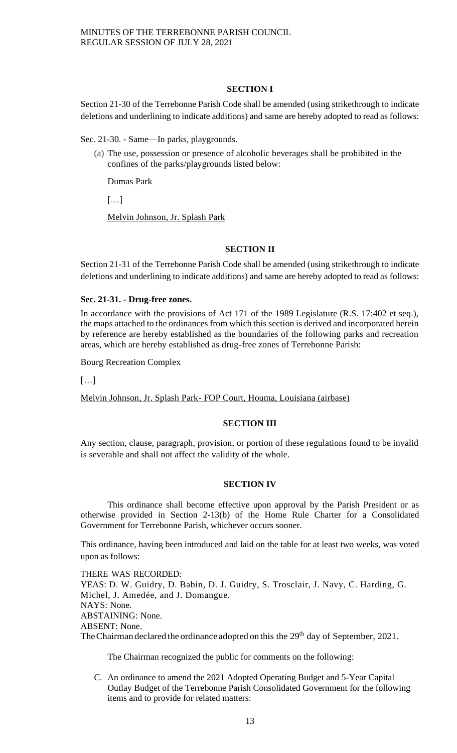**SECTION I**

Section 21-30 of the Terrebonne Parish Code shall be amended (using strikethrough to indicate deletions and underlining to indicate additions) and same are hereby adopted to read as follows:

Sec. 21-30. - Same—In parks, playgrounds.

(a) The use, possession or presence of alcoholic beverages shall be prohibited in the confines of the parks/playgrounds listed below:

Dumas Park

[…]

<u>Melvin Johnson, Jr. Splash Park</u>

**SECTION II**

Section 21-31 of the Terrebonne Parish Code shall be amended (using strikethrough to indicate deletions and underlining to indicate additions) and same are hereby adopted to read as follows:

**Sec. 21-31. - Drug-free zones.**

In accordance with the provisions of Act 171 of the 1989 Legislature (R.S. 17:402 et seq.), the maps attached to the ordinances from which this section is derived and incorporated herein by reference are hereby established as the boundaries of the following parks and recreation areas, which are hereby established as drug-free zones of Terrebonne Parish:

Bourg Recreation Complex

[…]

<u>Melvin Johnson, Jr. Splash Park- FOP Court, Houma, Louisiana (airbase)</u>

**SECTION III**

Any section, clause, paragraph, provision, or portion of these regulations found to be invalid is severable and shall not affect the validity of the whole.

**SECTION IV**

This ordinance shall become effective upon approval by the Parish President or as otherwise provided in Section 2-13(b) of the Home Rule Charter for a Consolidated Government for Terrebonne Parish, whichever occurs sooner.

This ordinance, having been introduced and laid on the table for at least two weeks, was voted upon as follows:

THERE WAS RECORDED:
YEAS: D. W. Guidry, D. Babin, D. J. Guidry, S. Trosclair, J. Navy, C. Harding, G. Michel, J. Amedée, and J. Domangue.
NAYS: None.
ABSTAINING: None.
ABSENT: None.
The Chairman declared the ordinance adopted on this the 29th day of September, 2021.

The Chairman recognized the public for comments on the following:

C. An ordinance to amend the 2021 Adopted Operating Budget and 5-Year Capital Outlay Budget of the Terrebonne Parish Consolidated Government for the following items and to provide for related matters: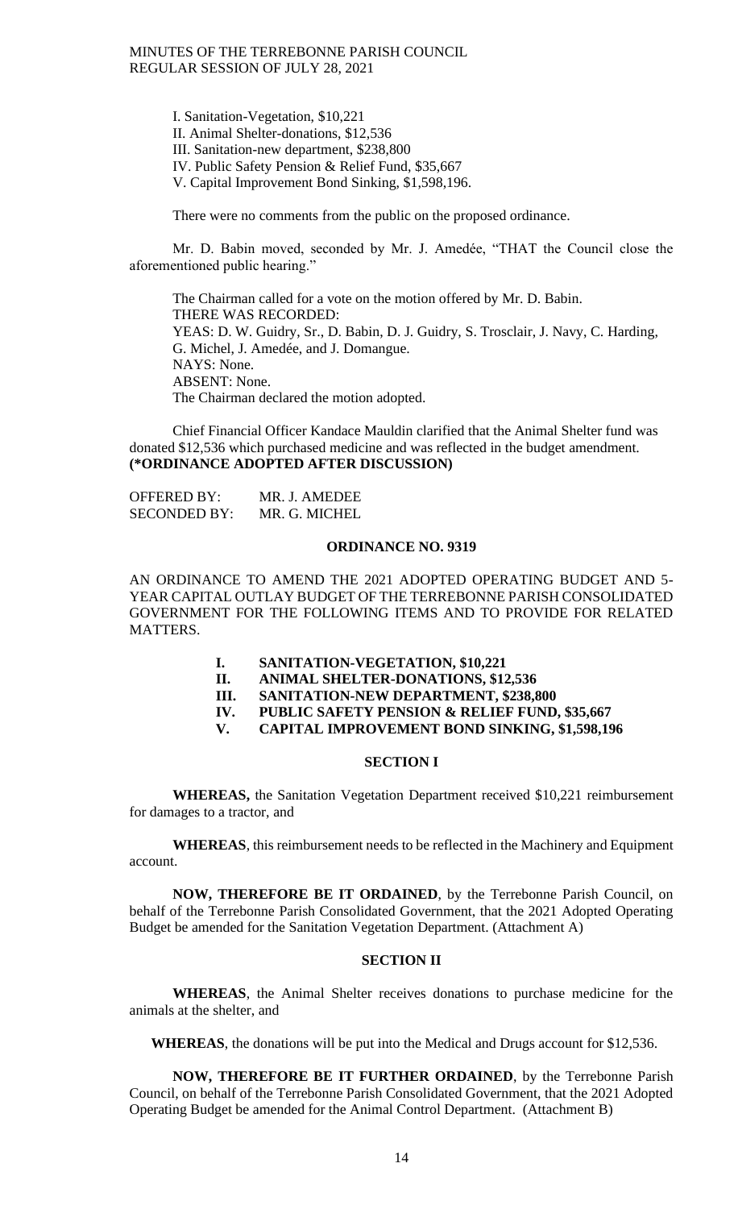I. Sanitation-Vegetation, $10,221
II. Animal Shelter-donations, $12,536
III. Sanitation-new department, $238,800
IV. Public Safety Pension & Relief Fund, $35,667
V. Capital Improvement Bond Sinking, $1,598,196.

There were no comments from the public on the proposed ordinance.

Mr. D. Babin moved, seconded by Mr. J. Amedée, "THAT the Council close the aforementioned public hearing."

The Chairman called for a vote on the motion offered by Mr. D. Babin.
THERE WAS RECORDED:
YEAS: D. W. Guidry, Sr., D. Babin, D. J. Guidry, S. Trosclair, J. Navy, C. Harding, G. Michel, J. Amedée, and J. Domangue.
NAYS: None.
ABSENT: None.
The Chairman declared the motion adopted.

Chief Financial Officer Kandace Mauldin clarified that the Animal Shelter fund was donated $12,536 which purchased medicine and was reflected in the budget amendment. **(*ORDINANCE ADOPTED AFTER DISCUSSION)**

OFFERED BY: MR. J. AMEDEE
SECONDED BY: MR. G. MICHEL

**ORDINANCE NO. 9319**

AN ORDINANCE TO AMEND THE 2021 ADOPTED OPERATING BUDGET AND 5-YEAR CAPITAL OUTLAY BUDGET OF THE TERREBONNE PARISH CONSOLIDATED GOVERNMENT FOR THE FOLLOWING ITEMS AND TO PROVIDE FOR RELATED MATTERS.

**I. SANITATION-VEGETATION, $10,221**
**II. ANIMAL SHELTER-DONATIONS, $12,536**
**III. SANITATION-NEW DEPARTMENT, $238,800**
**IV. PUBLIC SAFETY PENSION & RELIEF FUND, $35,667**
**V. CAPITAL IMPROVEMENT BOND SINKING, $1,598,196**

**SECTION I**

**WHEREAS,** the Sanitation Vegetation Department received $10,221 reimbursement for damages to a tractor, and

**WHEREAS**, this reimbursement needs to be reflected in the Machinery and Equipment account.

**NOW, THEREFORE BE IT ORDAINED**, by the Terrebonne Parish Council, on behalf of the Terrebonne Parish Consolidated Government, that the 2021 Adopted Operating Budget be amended for the Sanitation Vegetation Department. (Attachment A)

**SECTION II**

**WHEREAS**, the Animal Shelter receives donations to purchase medicine for the animals at the shelter, and

**WHEREAS**, the donations will be put into the Medical and Drugs account for $12,536.

**NOW, THEREFORE BE IT FURTHER ORDAINED**, by the Terrebonne Parish Council, on behalf of the Terrebonne Parish Consolidated Government, that the 2021 Adopted Operating Budget be amended for the Animal Control Department. (Attachment B)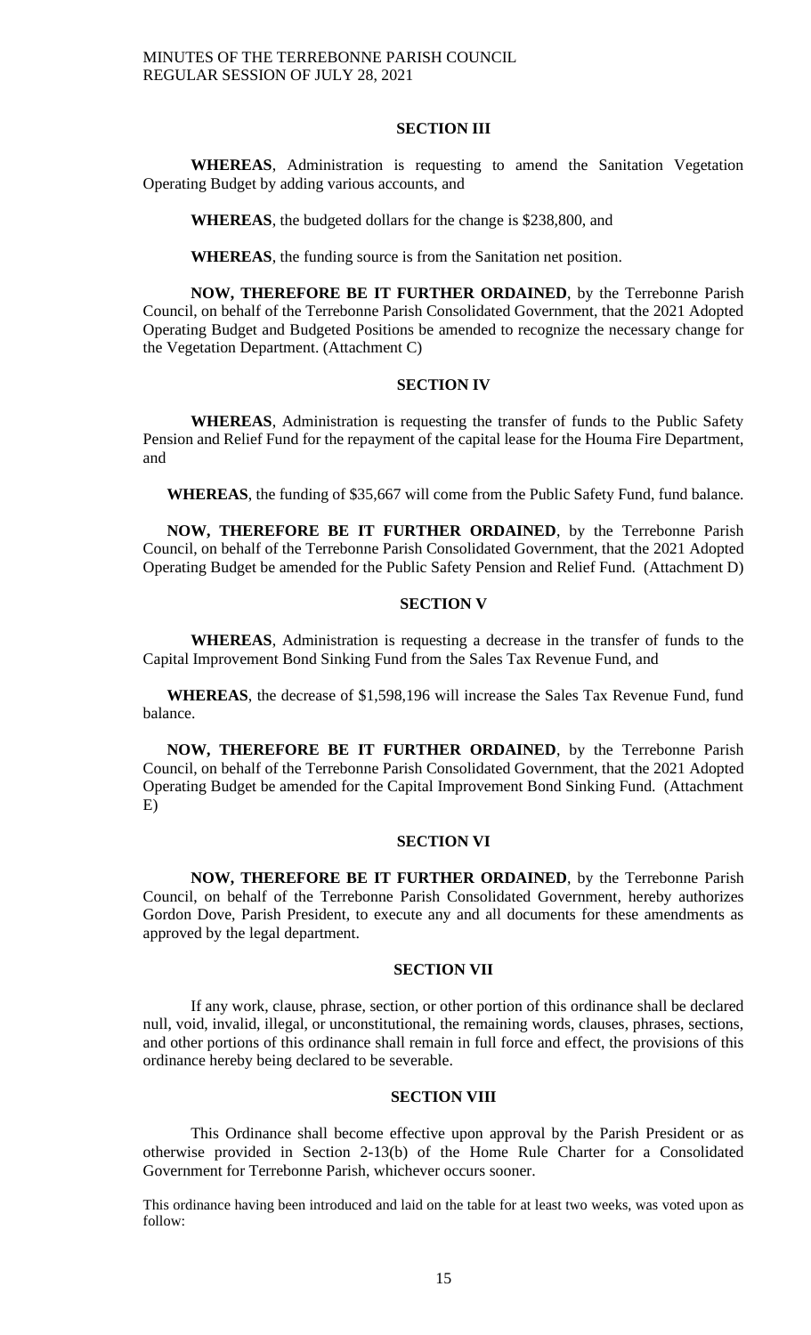**SECTION III**

**WHEREAS**, Administration is requesting to amend the Sanitation Vegetation Operating Budget by adding various accounts, and

**WHEREAS**, the budgeted dollars for the change is $238,800, and

**WHEREAS**, the funding source is from the Sanitation net position.

**NOW, THEREFORE BE IT FURTHER ORDAINED**, by the Terrebonne Parish Council, on behalf of the Terrebonne Parish Consolidated Government, that the 2021 Adopted Operating Budget and Budgeted Positions be amended to recognize the necessary change for the Vegetation Department. (Attachment C)

**SECTION IV**

**WHEREAS**, Administration is requesting the transfer of funds to the Public Safety Pension and Relief Fund for the repayment of the capital lease for the Houma Fire Department, and

**WHEREAS**, the funding of $35,667 will come from the Public Safety Fund, fund balance.

**NOW, THEREFORE BE IT FURTHER ORDAINED**, by the Terrebonne Parish Council, on behalf of the Terrebonne Parish Consolidated Government, that the 2021 Adopted Operating Budget be amended for the Public Safety Pension and Relief Fund. (Attachment D)

**SECTION V**

**WHEREAS**, Administration is requesting a decrease in the transfer of funds to the Capital Improvement Bond Sinking Fund from the Sales Tax Revenue Fund, and

**WHEREAS**, the decrease of $1,598,196 will increase the Sales Tax Revenue Fund, fund balance.

**NOW, THEREFORE BE IT FURTHER ORDAINED**, by the Terrebonne Parish Council, on behalf of the Terrebonne Parish Consolidated Government, that the 2021 Adopted Operating Budget be amended for the Capital Improvement Bond Sinking Fund. (Attachment E)

**SECTION VI**

**NOW, THEREFORE BE IT FURTHER ORDAINED**, by the Terrebonne Parish Council, on behalf of the Terrebonne Parish Consolidated Government, hereby authorizes Gordon Dove, Parish President, to execute any and all documents for these amendments as approved by the legal department.

**SECTION VII**

If any work, clause, phrase, section, or other portion of this ordinance shall be declared null, void, invalid, illegal, or unconstitutional, the remaining words, clauses, phrases, sections, and other portions of this ordinance shall remain in full force and effect, the provisions of this ordinance hereby being declared to be severable.

**SECTION VIII**

This Ordinance shall become effective upon approval by the Parish President or as otherwise provided in Section 2-13(b) of the Home Rule Charter for a Consolidated Government for Terrebonne Parish, whichever occurs sooner.

This ordinance having been introduced and laid on the table for at least two weeks, was voted upon as follow: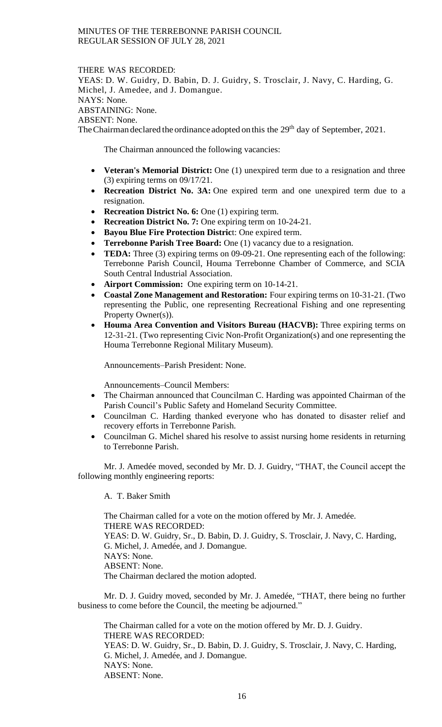THERE WAS RECORDED:
YEAS: D. W. Guidry, D. Babin, D. J. Guidry, S. Trosclair, J. Navy, C. Harding, G. Michel, J. Amedee, and J. Domangue.
NAYS: None.
ABSTAINING: None.
ABSENT: None.
The Chairman declared the ordinance adopted on this the 29th day of September, 2021.

The Chairman announced the following vacancies:

- **Veteran's Memorial District:** One (1) unexpired term due to a resignation and three (3) expiring terms on 09/17/21.
- **Recreation District No. 3A:** One expired term and one unexpired term due to a resignation.
- **Recreation District No. 6:** One (1) expiring term.
- **Recreation District No. 7:** One expiring term on 10-24-21.
- **Bayou Blue Fire Protection Distric**t: One expired term.
- **Terrebonne Parish Tree Board:** One (1) vacancy due to a resignation.
- **TEDA:** Three (3) expiring terms on 09-09-21. One representing each of the following: Terrebonne Parish Council, Houma Terrebonne Chamber of Commerce, and SCIA South Central Industrial Association.
- **Airport Commission:** One expiring term on 10-14-21.
- **Coastal Zone Management and Restoration:** Four expiring terms on 10-31-21. (Two representing the Public, one representing Recreational Fishing and one representing Property Owner(s)).
- **Houma Area Convention and Visitors Bureau (HACVB):** Three expiring terms on 12-31-21. (Two representing Civic Non-Profit Organization(s) and one representing the Houma Terrebonne Regional Military Museum).

Announcements–Parish President: None.

Announcements–Council Members:

- The Chairman announced that Councilman C. Harding was appointed Chairman of the Parish Council's Public Safety and Homeland Security Committee.
- Councilman C. Harding thanked everyone who has donated to disaster relief and recovery efforts in Terrebonne Parish.
- Councilman G. Michel shared his resolve to assist nursing home residents in returning to Terrebonne Parish.

Mr. J. Amedée moved, seconded by Mr. D. J. Guidry, "THAT, the Council accept the following monthly engineering reports:

A. T. Baker Smith

The Chairman called for a vote on the motion offered by Mr. J. Amedée.
THERE WAS RECORDED:
YEAS: D. W. Guidry, Sr., D. Babin, D. J. Guidry, S. Trosclair, J. Navy, C. Harding, G. Michel, J. Amedée, and J. Domangue.
NAYS: None.
ABSENT: None.
The Chairman declared the motion adopted.

Mr. D. J. Guidry moved, seconded by Mr. J. Amedée, "THAT, there being no further business to come before the Council, the meeting be adjourned."

The Chairman called for a vote on the motion offered by Mr. D. J. Guidry.
THERE WAS RECORDED:
YEAS: D. W. Guidry, Sr., D. Babin, D. J. Guidry, S. Trosclair, J. Navy, C. Harding, G. Michel, J. Amedée, and J. Domangue.
NAYS: None.
ABSENT: None.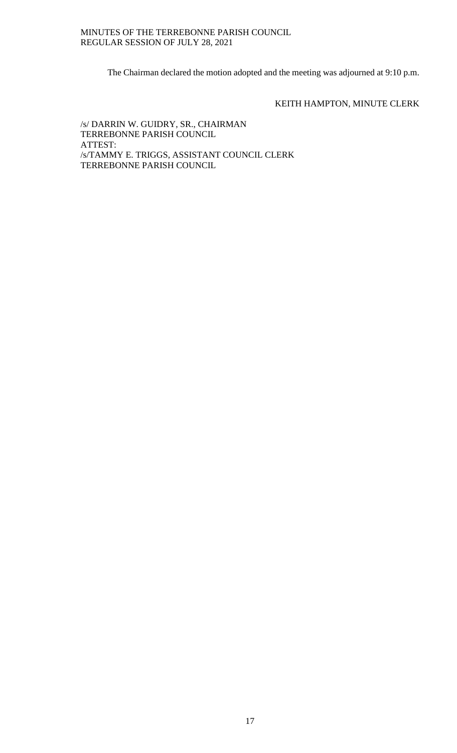The Chairman declared the motion adopted and the meeting was adjourned at 9:10 p.m.

KEITH HAMPTON, MINUTE CLERK

/s/ DARRIN W. GUIDRY, SR., CHAIRMAN
TERREBONNE PARISH COUNCIL
ATTEST:
/s/TAMMY E. TRIGGS, ASSISTANT COUNCIL CLERK
TERREBONNE PARISH COUNCIL